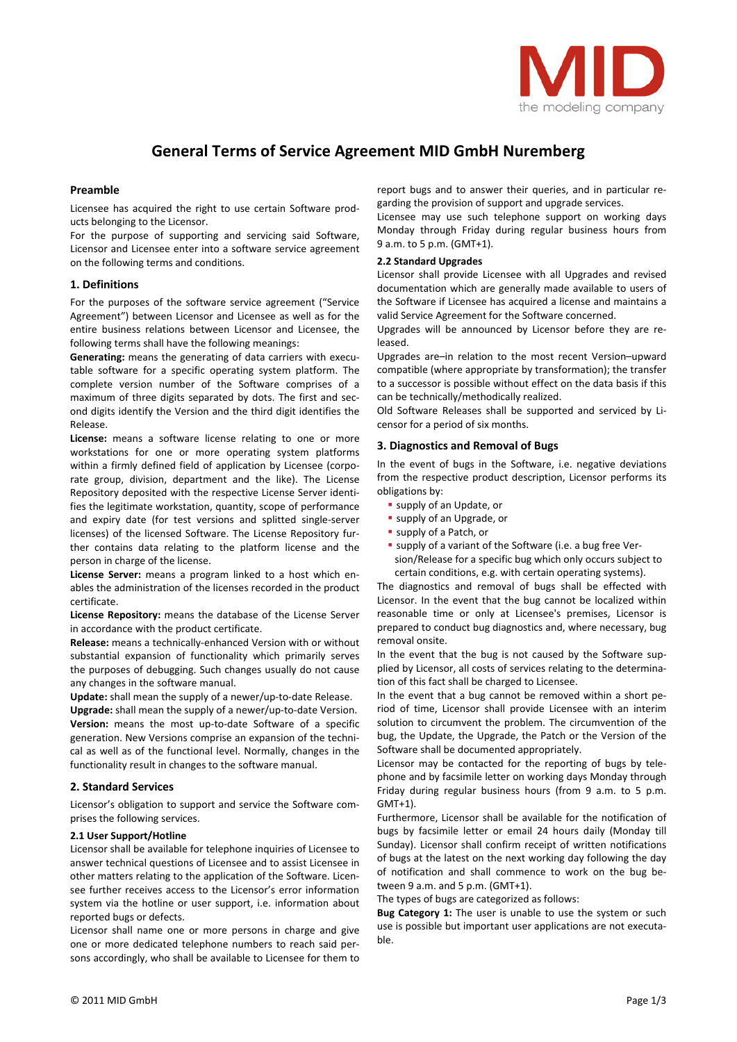# General Terms of Service Agreement MID GmbH Nuremberg

## Preamble

Licensee has acquired the right to use certain Software products belonging to the Licensor.

For the purpose of supporting and servicing said Software, Licensor and Licensee enter into a software service agreement on the following terms and conditions.

## 1. Definitions

For the purposes of the software service agreement ("Service Agreement") between Licensor and Licensee as well as for the entire business relations between Licensor and Licensee, the following terms shall have the following meanings:

**Generating:** means the generating of data carriers with executable software for a specific operating system platform. The complete version number of the Software comprises of a maximum of three digits separated by dots. The first and second digits identify the Version and the third digit identifies the Release.

**License:** means a software license relating to one or more workstations for one or more operating system platforms within a firmly defined field of application by Licensee (corporate group, division, department and the like). The License Repository deposited with the respective License Server identifies the legitimate workstation, quantity, scope of performance and expiry date (for test versions and splitted single-server licenses) of the licensed Software. The License Repository further contains data relating to the platform license and the person in charge of the license.

**License Server:** means a program linked to a host which enables the administration of the licenses recorded in the product certificate.

**License Repository:** means the database of the License Server in accordance with the product certificate.

**Release:** means a technically-enhanced Version with or without substantial expansion of functionality which primarily serves the purposes of debugging. Such changes usually do not cause any changes in the software manual.

**Update:** shall mean the supply of a newer/up-to-date Release.

**Upgrade:** shall mean the supply of a newer/up-to-date Version.

**Version:** means the most up-to-date Software of a specific generation. New Versions comprise an expansion of the technical as well as of the functional level. Normally, changes in the functionality result in changes to the software manual.

## 2. Standard Services

Licensor's obligation to support and service the Software comprises the following services.

### 2.1 User Support/Hotline

Licensor shall be available for telephone inquiries of Licensee to answer technical questions of Licensee and to assist Licensee in other matters relating to the application of the Software. Licensee further receives access to the Licensor's error information system via the hotline or user support, i.e. information about reported bugs or defects.

Licensor shall name one or more persons in charge and give one or more dedicated telephone numbers to reach said persons accordingly, who shall be available to Licensee for them to report bugs and to answer their queries, and in particular regarding the provision of support and upgrade services.

Licensee may use such telephone support on working days Monday through Friday during regular business hours from 9 a.m. to 5 p.m. (GMT+1).

### 2.2 Standard Upgrades

Licensor shall provide Licensee with all Upgrades and revised documentation which are generally made available to users of the Software if Licensee has acquired a license and maintains a valid Service Agreement for the Software concerned.

Upgrades will be announced by Licensor before they are released.

Upgrades are–in relation to the most recent Version–upward compatible (where appropriate by transformation); the transfer to a successor is possible without effect on the data basis if this can be technically/methodically realized.

Old Software Releases shall be supported and serviced by Licensor for a period of six months.

## 3. Diagnostics and Removal of Bugs

In the event of bugs in the Software, i.e. negative deviations from the respective product description, Licensor performs its obligations by:

- supply of an Update, or
- supply of an Upgrade, or
- supply of a Patch, or
- supply of a variant of the Software (i.e. a bug free Version/Release for a specific bug which only occurs subject to certain conditions, e.g. with certain operating systems).

The diagnostics and removal of bugs shall be effected with Licensor. In the event that the bug cannot be localized within reasonable time or only at Licensee's premises, Licensor is prepared to conduct bug diagnostics and, where necessary, bug removal onsite.

In the event that the bug is not caused by the Software supplied by Licensor, all costs of services relating to the determination of this fact shall be charged to Licensee.

In the event that a bug cannot be removed within a short period of time, Licensor shall provide Licensee with an interim solution to circumvent the problem. The circumvention of the bug, the Update, the Upgrade, the Patch or the Version of the Software shall be documented appropriately.

Licensor may be contacted for the reporting of bugs by telephone and by facsimile letter on working days Monday through Friday during regular business hours (from 9 a.m. to 5 p.m. GMT+1).

Furthermore, Licensor shall be available for the notification of bugs by facsimile letter or email 24 hours daily (Monday till Sunday). Licensor shall confirm receipt of written notifications of bugs at the latest on the next working day following the day of notification and shall commence to work on the bug between 9 a.m. and 5 p.m. (GMT+1).

The types of bugs are categorized as follows:

**Bug Category 1:** The user is unable to use the system or such use is possible but important user applications are not executable.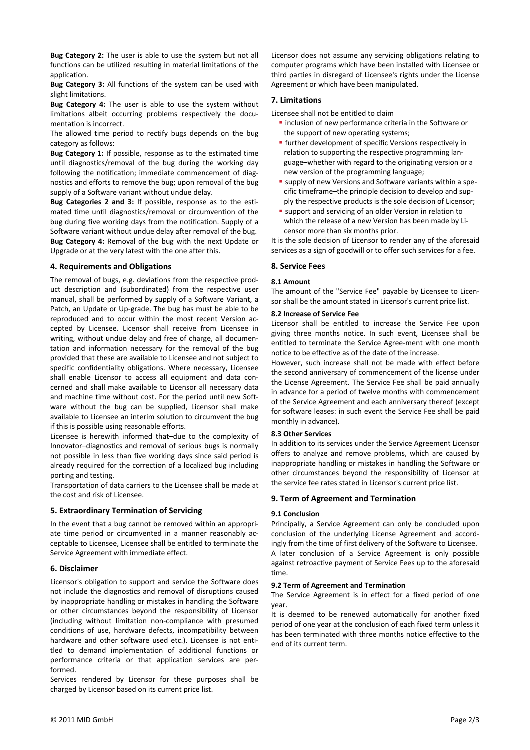**Bug Category 2:** The user is able to use the system but not all functions can be utilized resulting in material limitations of the application.

**Bug Category 3:** All functions of the system can be used with slight limitations.

**Bug Category 4:** The user is able to use the system without limitations albeit occurring problems respectively the documentation is incorrect.

The allowed time period to rectify bugs depends on the bug category as follows:

**Bug Category 1:** If possible, response as to the estimated time until diagnostics/removal of the bug during the working day following the notification; immediate commencement of diagnostics and efforts to remove the bug; upon removal of the bug supply of a Software variant without undue delay.

**Bug Categories 2 and 3:** If possible, response as to the estimated time until diagnostics/removal or circumvention of the bug during five working days from the notification. Supply of a Software variant without undue delay after removal of the bug.

**Bug Category 4:** Removal of the bug with the next Update or Upgrade or at the very latest with the one after this.

## 4. Requirements and Obligations

The removal of bugs, e.g. deviations from the respective product description and (subordinated) from the respective user manual, shall be performed by supply of a Software Variant, a Patch, an Update or Up-grade. The bug has must be able to be reproduced and to occur within the most recent Version accepted by Licensee. Licensor shall receive from Licensee in writing, without undue delay and free of charge, all documentation and information necessary for the removal of the bug provided that these are available to Licensee and not subject to specific confidentiality obligations. Where necessary, Licensee shall enable Licensor to access all equipment and data concerned and shall make available to Licensor all necessary data and machine time without cost. For the period until new Software without the bug can be supplied, Licensor shall make available to Licensee an interim solution to circumvent the bug if this is possible using reasonable efforts.

Licensee is herewith informed that–due to the complexity of Innovator–diagnostics and removal of serious bugs is normally not possible in less than five working days since said period is already required for the correction of a localized bug including porting and testing.

Transportation of data carriers to the Licensee shall be made at the cost and risk of Licensee.

## 5. Extraordinary Termination of Servicing

In the event that a bug cannot be removed within an appropriate time period or circumvented in a manner reasonably acceptable to Licensee, Licensee shall be entitled to terminate the Service Agreement with immediate effect.

## 6. Disclaimer

Licensor's obligation to support and service the Software does not include the diagnostics and removal of disruptions caused by inappropriate handling or mistakes in handling the Software or other circumstances beyond the responsibility of Licensor (including without limitation non-compliance with presumed conditions of use, hardware defects, incompatibility between hardware and other software used etc.). Licensee is not entitled to demand implementation of additional functions or performance criteria or that application services are performed.

Services rendered by Licensor for these purposes shall be charged by Licensor based on its current price list.

Licensor does not assume any servicing obligations relating to computer programs which have been installed with Licensee or third parties in disregard of Licensee's rights under the License Agreement or which have been manipulated.

## 7. Limitations

Licensee shall not be entitled to claim

- inclusion of new performance criteria in the Software or the support of new operating systems;
- further development of specific Versions respectively in relation to supporting the respective programming language–whether with regard to the originating version or a new version of the programming language;
- supply of new Versions and Software variants within a specific timeframe–the principle decision to develop and supply the respective products is the sole decision of Licensor;
- support and servicing of an older Version in relation to which the release of a new Version has been made by Licensor more than six months prior.

It is the sole decision of Licensor to render any of the aforesaid services as a sign of goodwill or to offer such services for a fee.

## 8. Service Fees

### 8.1 Amount

The amount of the "Service Fee" payable by Licensee to Licensor shall be the amount stated in Licensor's current price list.

### 8.2 Increase of Service Fee

Licensor shall be entitled to increase the Service Fee upon giving three months notice. In such event, Licensee shall be entitled to terminate the Service Agree-ment with one month notice to be effective as of the date of the increase.

However, such increase shall not be made with effect before the second anniversary of commencement of the license under the License Agreement. The Service Fee shall be paid annually in advance for a period of twelve months with commencement of the Service Agreement and each anniversary thereof (except for software leases: in such event the Service Fee shall be paid monthly in advance).

### 8.3 Other Services

In addition to its services under the Service Agreement Licensor offers to analyze and remove problems, which are caused by inappropriate handling or mistakes in handling the Software or other circumstances beyond the responsibility of Licensor at the service fee rates stated in Licensor's current price list.

## 9. Term of Agreement and Termination

### 9.1 Conclusion

Principally, a Service Agreement can only be concluded upon conclusion of the underlying License Agreement and accordingly from the time of first delivery of the Software to Licensee.

A later conclusion of a Service Agreement is only possible against retroactive payment of Service Fees up to the aforesaid time.

### 9.2 Term of Agreement and Termination

The Service Agreement is in effect for a fixed period of one year.

It is deemed to be renewed automatically for another fixed period of one year at the conclusion of each fixed term unless it has been terminated with three months notice effective to the end of its current term.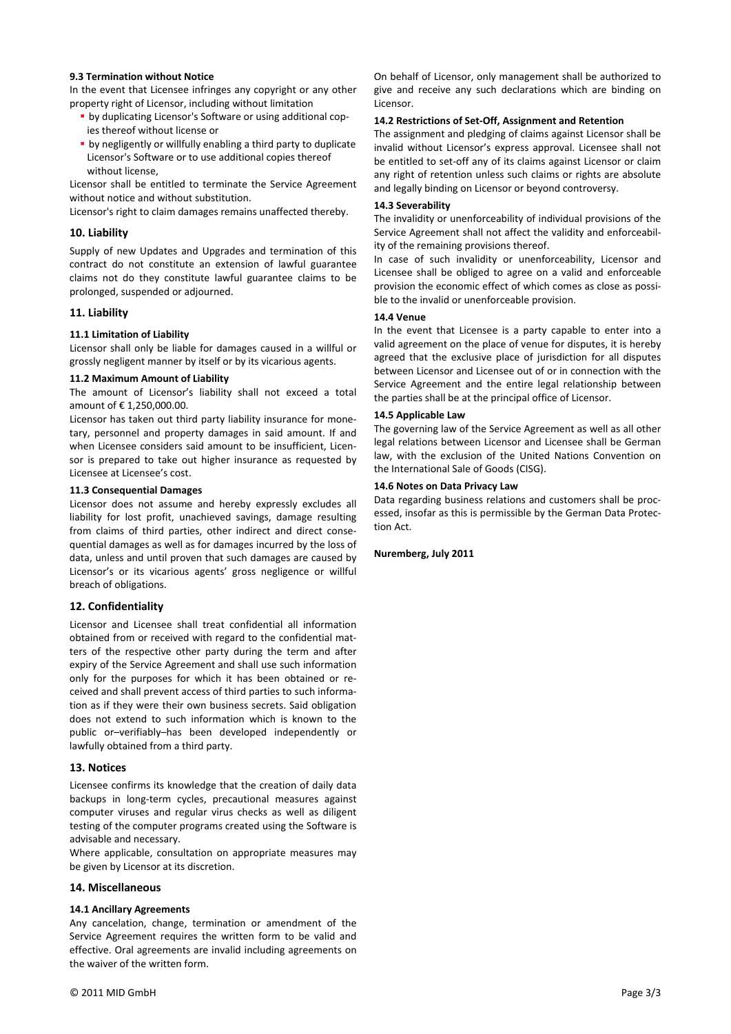#### 9.3 Termination without Notice

In the event that Licensee infringes any copyright or any other property right of Licensor, including without limitation

- by duplicating Licensor's Software or using additional copies thereof without license or
- by negligently or willfully enabling a third party to duplicate Licensor's Software or to use additional copies thereof without license,

Licensor shall be entitled to terminate the Service Agreement without notice and without substitution.

Licensor's right to claim damages remains unaffected thereby.

### 10. Liability

Supply of new Updates and Upgrades and termination of this contract do not constitute an extension of lawful guarantee claims not do they constitute lawful guarantee claims to be prolonged, suspended or adjourned.

### 11. Liability

#### 11.1 Limitation of Liability

Licensor shall only be liable for damages caused in a willful or grossly negligent manner by itself or by its vicarious agents.

#### 11.2 Maximum Amount of Liability

The amount of Licensor's liability shall not exceed a total amount of € 1,250,000.00.

Licensor has taken out third party liability insurance for monetary, personnel and property damages in said amount. If and when Licensee considers said amount to be insufficient, Licensor is prepared to take out higher insurance as requested by Licensee at Licensee's cost.

#### 11.3 Consequential Damages

Licensor does not assume and hereby expressly excludes all liability for lost profit, unachieved savings, damage resulting from claims of third parties, other indirect and direct consequential damages as well as for damages incurred by the loss of data, unless and until proven that such damages are caused by Licensor's or its vicarious agents' gross negligence or willful breach of obligations.

### 12. Confidentiality

Licensor and Licensee shall treat confidential all information obtained from or received with regard to the confidential matters of the respective other party during the term and after expiry of the Service Agreement and shall use such information only for the purposes for which it has been obtained or received and shall prevent access of third parties to such information as if they were their own business secrets. Said obligation does not extend to such information which is known to the public or–verifiably–has been developed independently or lawfully obtained from a third party.

### 13. Notices

Licensee confirms its knowledge that the creation of daily data backups in long-term cycles, precautional measures against computer viruses and regular virus checks as well as diligent testing of the computer programs created using the Software is advisable and necessary.

Where applicable, consultation on appropriate measures may be given by Licensor at its discretion.

### 14. Miscellaneous

#### 14.1 Ancillary Agreements

Any cancelation, change, termination or amendment of the Service Agreement requires the written form to be valid and effective. Oral agreements are invalid including agreements on the waiver of the written form.

On behalf of Licensor, only management shall be authorized to give and receive any such declarations which are binding on Licensor.

#### 14.2 Restrictions of Set-Off, Assignment and Retention

The assignment and pledging of claims against Licensor shall be invalid without Licensor's express approval. Licensee shall not be entitled to set-off any of its claims against Licensor or claim any right of retention unless such claims or rights are absolute and legally binding on Licensor or beyond controversy.

#### 14.3 Severability

The invalidity or unenforceability of individual provisions of the Service Agreement shall not affect the validity and enforceability of the remaining provisions thereof.

In case of such invalidity or unenforceability, Licensor and Licensee shall be obliged to agree on a valid and enforceable provision the economic effect of which comes as close as possible to the invalid or unenforceable provision.

#### 14.4 Venue

In the event that Licensee is a party capable to enter into a valid agreement on the place of venue for disputes, it is hereby agreed that the exclusive place of jurisdiction for all disputes between Licensor and Licensee out of or in connection with the Service Agreement and the entire legal relationship between the parties shall be at the principal office of Licensor.

#### 14.5 Applicable Law

The governing law of the Service Agreement as well as all other legal relations between Licensor and Licensee shall be German law, with the exclusion of the United Nations Convention on the International Sale of Goods (CISG).

#### 14.6 Notes on Data Privacy Law

Data regarding business relations and customers shall be processed, insofar as this is permissible by the German Data Protection Act.

**Nuremberg, July 2011**

© 2011 MID GmbH